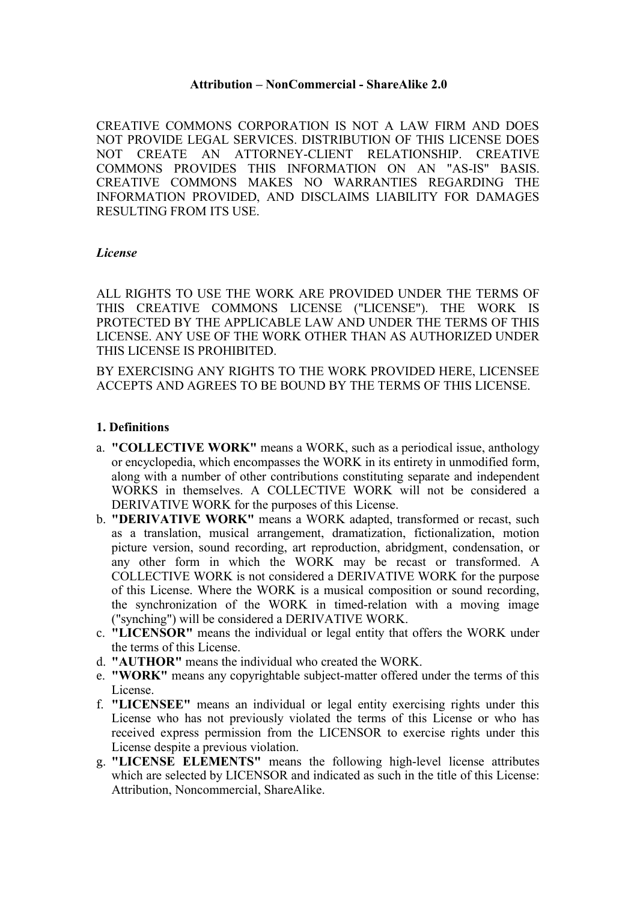**Attribution – NonCommercial - ShareAlike 2.0**

CREATIVE COMMONS CORPORATION IS NOT A LAW FIRM AND DOES NOT PROVIDE LEGAL SERVICES. DISTRIBUTION OF THIS LICENSE DOES NOT CREATE AN ATTORNEY-CLIENT RELATIONSHIP. CREATIVE COMMONS PROVIDES THIS INFORMATION ON AN "AS-IS" BASIS. CREATIVE COMMONS MAKES NO WARRANTIES REGARDING THE INFORMATION PROVIDED, AND DISCLAIMS LIABILITY FOR DAMAGES RESULTING FROM ITS USE.

***License***

ALL RIGHTS TO USE THE WORK ARE PROVIDED UNDER THE TERMS OF THIS CREATIVE COMMONS LICENSE ("LICENSE"). THE WORK IS PROTECTED BY THE APPLICABLE LAW AND UNDER THE TERMS OF THIS LICENSE. ANY USE OF THE WORK OTHER THAN AS AUTHORIZED UNDER THIS LICENSE IS PROHIBITED.

BY EXERCISING ANY RIGHTS TO THE WORK PROVIDED HERE, LICENSEE ACCEPTS AND AGREES TO BE BOUND BY THE TERMS OF THIS LICENSE.

**1. Definitions**

a. **"COLLECTIVE WORK"** means a WORK, such as a periodical issue, anthology or encyclopedia, which encompasses the WORK in its entirety in unmodified form, along with a number of other contributions constituting separate and independent WORKS in themselves. A COLLECTIVE WORK will not be considered a DERIVATIVE WORK for the purposes of this License.
b. **"DERIVATIVE WORK"** means a WORK adapted, transformed or recast, such as a translation, musical arrangement, dramatization, fictionalization, motion picture version, sound recording, art reproduction, abridgment, condensation, or any other form in which the WORK may be recast or transformed. A COLLECTIVE WORK is not considered a DERIVATIVE WORK for the purpose of this License. Where the WORK is a musical composition or sound recording, the synchronization of the WORK in timed-relation with a moving image ("synching") will be considered a DERIVATIVE WORK.
c. **"LICENSOR"** means the individual or legal entity that offers the WORK under the terms of this License.
d. **"AUTHOR"** means the individual who created the WORK.
e. **"WORK"** means any copyrightable subject-matter offered under the terms of this License.
f. **"LICENSEE"** means an individual or legal entity exercising rights under this License who has not previously violated the terms of this License or who has received express permission from the LICENSOR to exercise rights under this License despite a previous violation.
g. **"LICENSE ELEMENTS"** means the following high-level license attributes which are selected by LICENSOR and indicated as such in the title of this License: Attribution, Noncommercial, ShareAlike.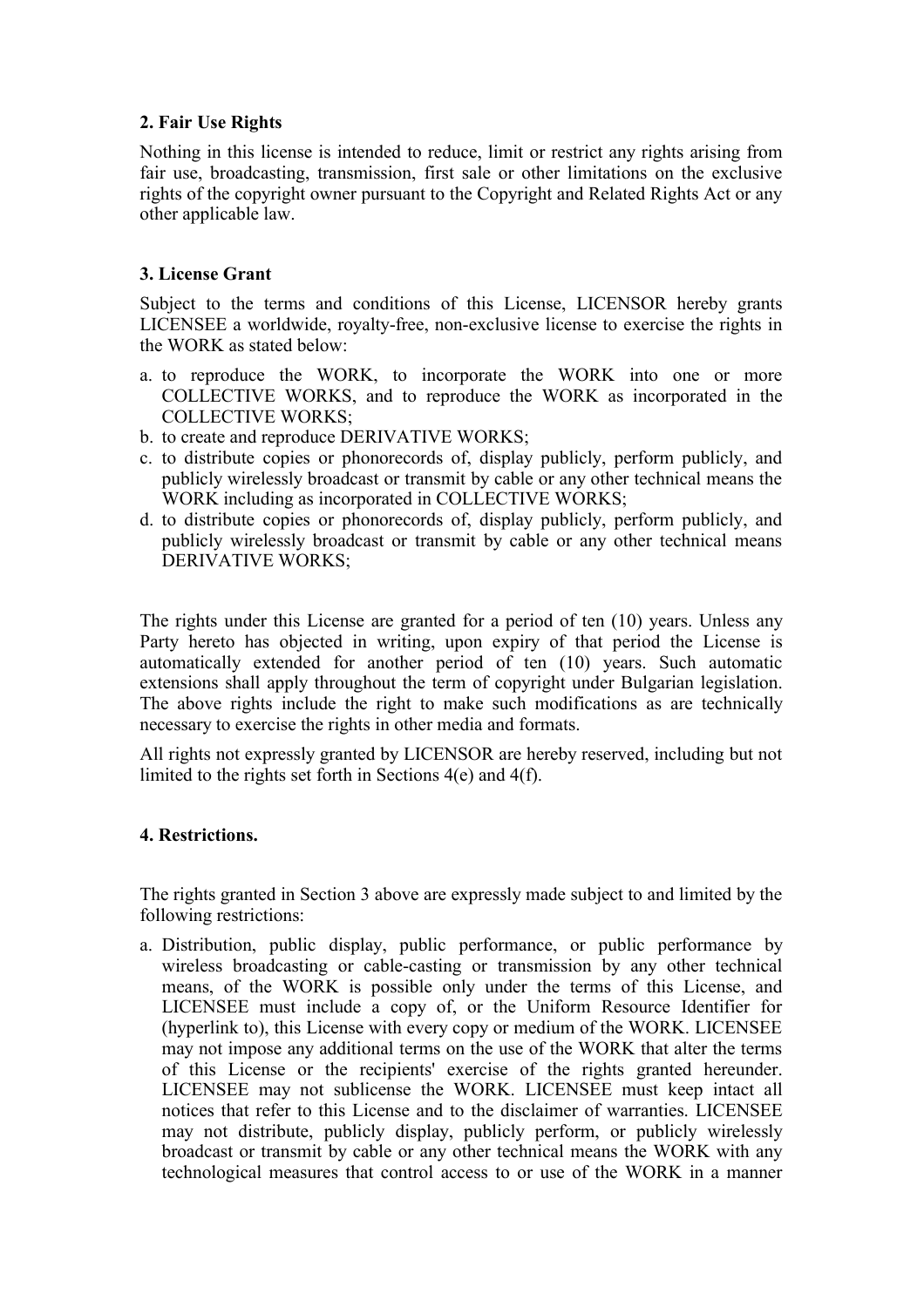### 2. Fair Use Rights

Nothing in this license is intended to reduce, limit or restrict any rights arising from fair use, broadcasting, transmission, first sale or other limitations on the exclusive rights of the copyright owner pursuant to the Copyright and Related Rights Act or any other applicable law.

### 3. License Grant

Subject to the terms and conditions of this License, LICENSOR hereby grants LICENSEE a worldwide, royalty-free, non-exclusive license to exercise the rights in the WORK as stated below:

a. to reproduce the WORK, to incorporate the WORK into one or more COLLECTIVE WORKS, and to reproduce the WORK as incorporated in the COLLECTIVE WORKS;
b. to create and reproduce DERIVATIVE WORKS;
c. to distribute copies or phonorecords of, display publicly, perform publicly, and publicly wirelessly broadcast or transmit by cable or any other technical means the WORK including as incorporated in COLLECTIVE WORKS;
d. to distribute copies or phonorecords of, display publicly, perform publicly, and publicly wirelessly broadcast or transmit by cable or any other technical means DERIVATIVE WORKS;

The rights under this License are granted for a period of ten (10) years. Unless any Party hereto has objected in writing, upon expiry of that period the License is automatically extended for another period of ten (10) years. Such automatic extensions shall apply throughout the term of copyright under Bulgarian legislation. The above rights include the right to make such modifications as are technically necessary to exercise the rights in other media and formats.

All rights not expressly granted by LICENSOR are hereby reserved, including but not limited to the rights set forth in Sections 4(e) and 4(f).

### 4. Restrictions.

The rights granted in Section 3 above are expressly made subject to and limited by the following restrictions:

a. Distribution, public display, public performance, or public performance by wireless broadcasting or cable-casting or transmission by any other technical means, of the WORK is possible only under the terms of this License, and LICENSEE must include a copy of, or the Uniform Resource Identifier for (hyperlink to), this License with every copy or medium of the WORK. LICENSEE may not impose any additional terms on the use of the WORK that alter the terms of this License or the recipients' exercise of the rights granted hereunder. LICENSEE may not sublicense the WORK. LICENSEE must keep intact all notices that refer to this License and to the disclaimer of warranties. LICENSEE may not distribute, publicly display, publicly perform, or publicly wirelessly broadcast or transmit by cable or any other technical means the WORK with any technological measures that control access to or use of the WORK in a manner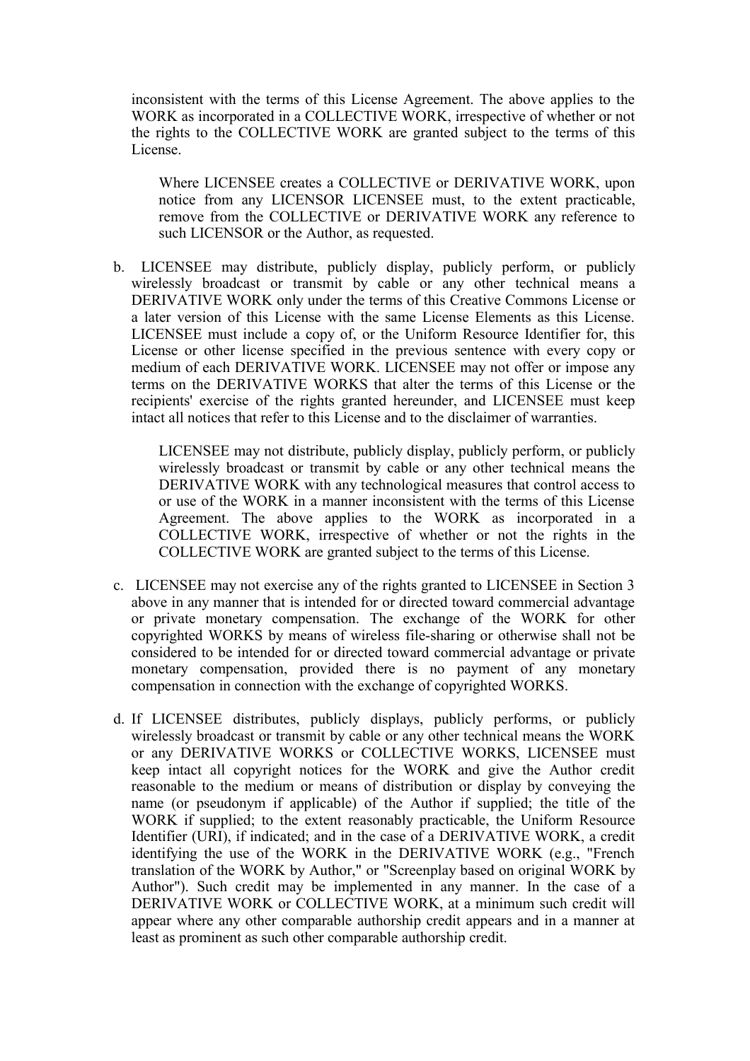inconsistent with the terms of this License Agreement. The above applies to the WORK as incorporated in a COLLECTIVE WORK, irrespective of whether or not the rights to the COLLECTIVE WORK are granted subject to the terms of this License.

> Where LICENSEE creates a COLLECTIVE or DERIVATIVE WORK, upon notice from any LICENSOR LICENSEE must, to the extent practicable, remove from the COLLECTIVE or DERIVATIVE WORK any reference to such LICENSOR or the Author, as requested.

b. LICENSEE may distribute, publicly display, publicly perform, or publicly wirelessly broadcast or transmit by cable or any other technical means a DERIVATIVE WORK only under the terms of this Creative Commons License or a later version of this License with the same License Elements as this License. LICENSEE must include a copy of, or the Uniform Resource Identifier for, this License or other license specified in the previous sentence with every copy or medium of each DERIVATIVE WORK. LICENSEE may not offer or impose any terms on the DERIVATIVE WORKS that alter the terms of this License or the recipients' exercise of the rights granted hereunder, and LICENSEE must keep intact all notices that refer to this License and to the disclaimer of warranties.

> LICENSEE may not distribute, publicly display, publicly perform, or publicly wirelessly broadcast or transmit by cable or any other technical means the DERIVATIVE WORK with any technological measures that control access to or use of the WORK in a manner inconsistent with the terms of this License Agreement. The above applies to the WORK as incorporated in a COLLECTIVE WORK, irrespective of whether or not the rights in the COLLECTIVE WORK are granted subject to the terms of this License.

c. LICENSEE may not exercise any of the rights granted to LICENSEE in Section 3 above in any manner that is intended for or directed toward commercial advantage or private monetary compensation. The exchange of the WORK for other copyrighted WORKS by means of wireless file-sharing or otherwise shall not be considered to be intended for or directed toward commercial advantage or private monetary compensation, provided there is no payment of any monetary compensation in connection with the exchange of copyrighted WORKS.

d. If LICENSEE distributes, publicly displays, publicly performs, or publicly wirelessly broadcast or transmit by cable or any other technical means the WORK or any DERIVATIVE WORKS or COLLECTIVE WORKS, LICENSEE must keep intact all copyright notices for the WORK and give the Author credit reasonable to the medium or means of distribution or display by conveying the name (or pseudonym if applicable) of the Author if supplied; the title of the WORK if supplied; to the extent reasonably practicable, the Uniform Resource Identifier (URI), if indicated; and in the case of a DERIVATIVE WORK, a credit identifying the use of the WORK in the DERIVATIVE WORK (e.g., "French translation of the WORK by Author," or "Screenplay based on original WORK by Author"). Such credit may be implemented in any manner. In the case of a DERIVATIVE WORK or COLLECTIVE WORK, at a minimum such credit will appear where any other comparable authorship credit appears and in a manner at least as prominent as such other comparable authorship credit.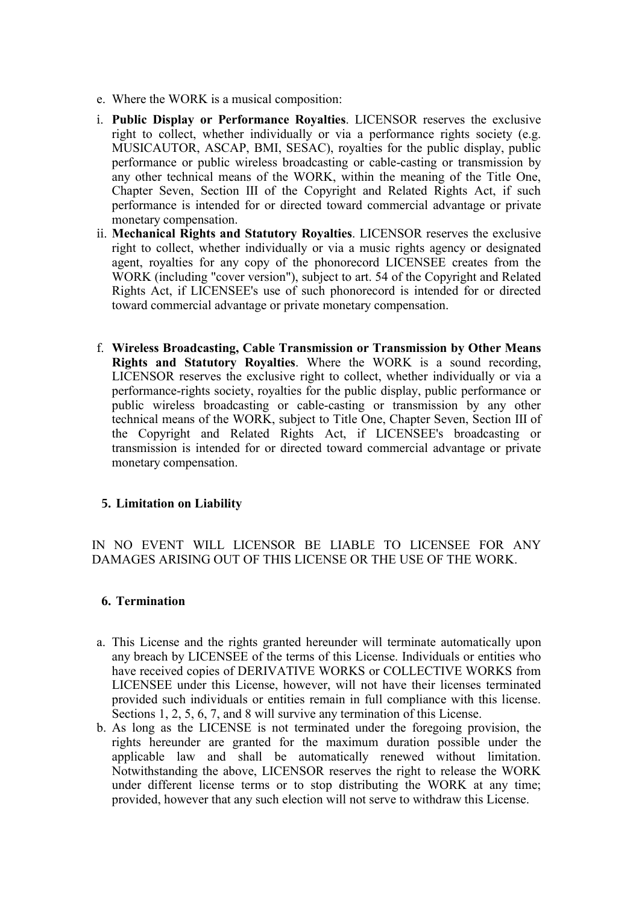e. Where the WORK is a musical composition:

i. **Public Display or Performance Royalties**. LICENSOR reserves the exclusive right to collect, whether individually or via a performance rights society (e.g. MUSICAUTOR, ASCAP, BMI, SESAC), royalties for the public display, public performance or public wireless broadcasting or cable-casting or transmission by any other technical means of the WORK, within the meaning of the Title One, Chapter Seven, Section III of the Copyright and Related Rights Act, if such performance is intended for or directed toward commercial advantage or private monetary compensation.

ii. **Mechanical Rights and Statutory Royalties**. LICENSOR reserves the exclusive right to collect, whether individually or via a music rights agency or designated agent, royalties for any copy of the phonorecord LICENSEE creates from the WORK (including "cover version"), subject to art. 54 of the Copyright and Related Rights Act, if LICENSEE's use of such phonorecord is intended for or directed toward commercial advantage or private monetary compensation.

f. **Wireless Broadcasting, Cable Transmission or Transmission by Other Means Rights and Statutory Royalties**. Where the WORK is a sound recording, LICENSOR reserves the exclusive right to collect, whether individually or via a performance-rights society, royalties for the public display, public performance or public wireless broadcasting or cable-casting or transmission by any other technical means of the WORK, subject to Title One, Chapter Seven, Section III of the Copyright and Related Rights Act, if LICENSEE's broadcasting or transmission is intended for or directed toward commercial advantage or private monetary compensation.

## 5. Limitation on Liability

IN NO EVENT WILL LICENSOR BE LIABLE TO LICENSEE FOR ANY DAMAGES ARISING OUT OF THIS LICENSE OR THE USE OF THE WORK.

## 6. Termination

a. This License and the rights granted hereunder will terminate automatically upon any breach by LICENSEE of the terms of this License. Individuals or entities who have received copies of DERIVATIVE WORKS or COLLECTIVE WORKS from LICENSEE under this License, however, will not have their licenses terminated provided such individuals or entities remain in full compliance with this license. Sections 1, 2, 5, 6, 7, and 8 will survive any termination of this License.

b. As long as the LICENSE is not terminated under the foregoing provision, the rights hereunder are granted for the maximum duration possible under the applicable law and shall be automatically renewed without limitation. Notwithstanding the above, LICENSOR reserves the right to release the WORK under different license terms or to stop distributing the WORK at any time; provided, however that any such election will not serve to withdraw this License.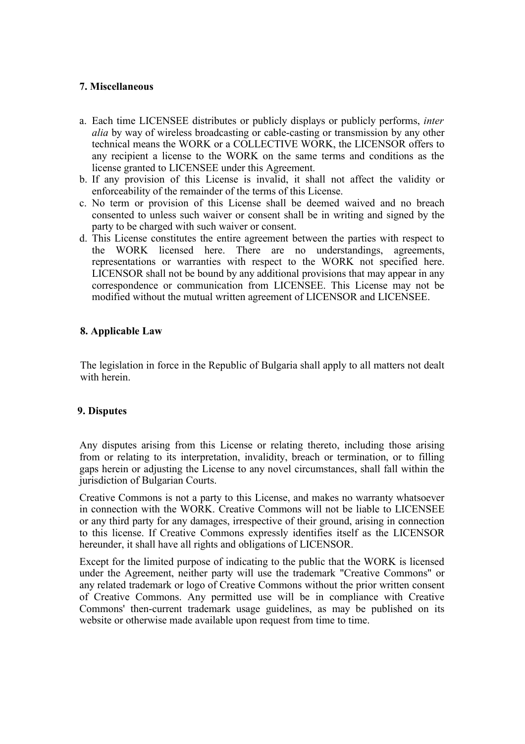## 7. Miscellaneous

a. Each time LICENSEE distributes or publicly displays or publicly performs, *inter alia* by way of wireless broadcasting or cable-casting or transmission by any other technical means the WORK or a COLLECTIVE WORK, the LICENSOR offers to any recipient a license to the WORK on the same terms and conditions as the license granted to LICENSEE under this Agreement.
b. If any provision of this License is invalid, it shall not affect the validity or enforceability of the remainder of the terms of this License.
c. No term or provision of this License shall be deemed waived and no breach consented to unless such waiver or consent shall be in writing and signed by the party to be charged with such waiver or consent.
d. This License constitutes the entire agreement between the parties with respect to the WORK licensed here. There are no understandings, agreements, representations or warranties with respect to the WORK not specified here. LICENSOR shall not be bound by any additional provisions that may appear in any correspondence or communication from LICENSEE. This License may not be modified without the mutual written agreement of LICENSOR and LICENSEE.

## 8. Applicable Law

The legislation in force in the Republic of Bulgaria shall apply to all matters not dealt with herein.

## 9. Disputes

Any disputes arising from this License or relating thereto, including those arising from or relating to its interpretation, invalidity, breach or termination, or to filling gaps herein or adjusting the License to any novel circumstances, shall fall within the jurisdiction of Bulgarian Courts.

Creative Commons is not a party to this License, and makes no warranty whatsoever in connection with the WORK. Creative Commons will not be liable to LICENSEE or any third party for any damages, irrespective of their ground, arising in connection to this license. If Creative Commons expressly identifies itself as the LICENSOR hereunder, it shall have all rights and obligations of LICENSOR.

Except for the limited purpose of indicating to the public that the WORK is licensed under the Agreement, neither party will use the trademark "Creative Commons" or any related trademark or logo of Creative Commons without the prior written consent of Creative Commons. Any permitted use will be in compliance with Creative Commons' then-current trademark usage guidelines, as may be published on its website or otherwise made available upon request from time to time.